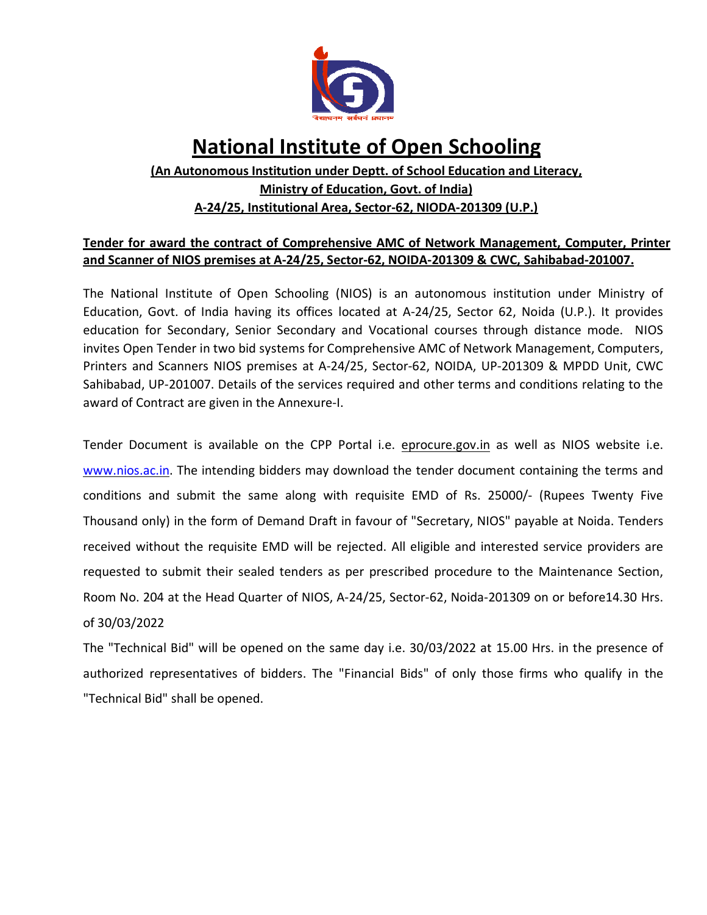# National Institute of Open Schooling

**(An Autonomous Institution under Deptt. of School Education and Literacy, Ministry of Education, Govt. of India)**

**A-24/25, Institutional Area, Sector-62, NIODA-201309 (U.P.)**

**Tender for award the contract of Comprehensive AMC of Network Management, Computer, Printer and Scanner of NIOS premises at A-24/25, Sector-62, NOIDA-201309 & CWC, Sahibabad-201007.**

The National Institute of Open Schooling (NIOS) is an autonomous institution under Ministry of Education, Govt. of India having its offices located at A-24/25, Sector 62, Noida (U.P.). It provides education for Secondary, Senior Secondary and Vocational courses through distance mode. NIOS invites Open Tender in two bid systems for Comprehensive AMC of Network Management, Computers, Printers and Scanners NIOS premises at A-24/25, Sector-62, NOIDA, UP-201309 & MPDD Unit, CWC Sahibabad, UP-201007. Details of the services required and other terms and conditions relating to the award of Contract are given in the Annexure-I.

Tender Document is available on the CPP Portal i.e. eprocure.gov.in as well as NIOS website i.e. www.nios.ac.in. The intending bidders may download the tender document containing the terms and conditions and submit the same along with requisite EMD of Rs. 25000/- (Rupees Twenty Five Thousand only) in the form of Demand Draft in favour of "Secretary, NIOS" payable at Noida. Tenders received without the requisite EMD will be rejected. All eligible and interested service providers are requested to submit their sealed tenders as per prescribed procedure to the Maintenance Section, Room No. 204 at the Head Quarter of NIOS, A-24/25, Sector-62, Noida-201309 on or before14.30 Hrs. of 30/03/2022

The "Technical Bid" will be opened on the same day i.e. 30/03/2022 at 15.00 Hrs. in the presence of authorized representatives of bidders. The "Financial Bids" of only those firms who qualify in the "Technical Bid" shall be opened.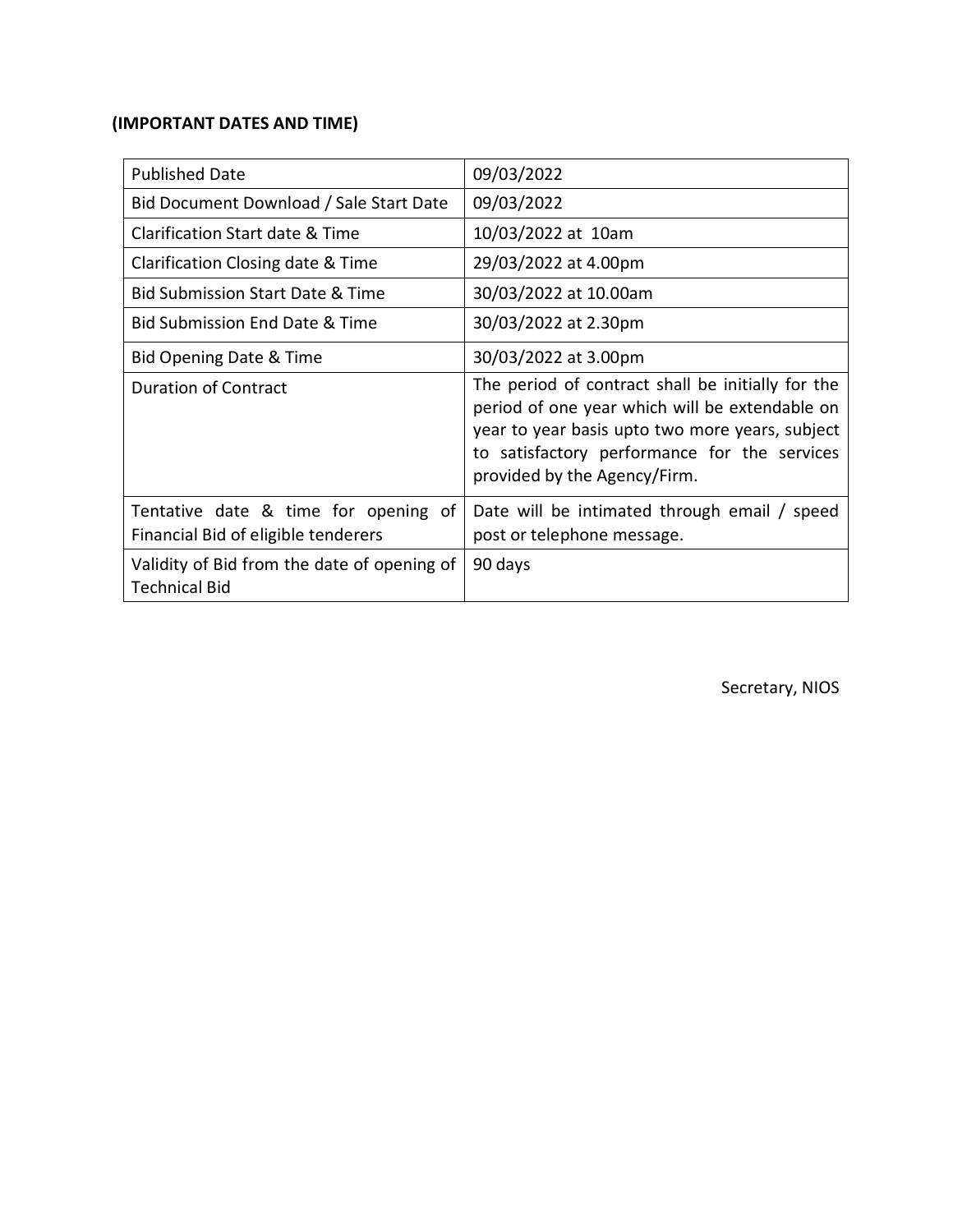**(IMPORTANT DATES AND TIME)**

| Published Date | 09/03/2022 |
|---|---|
| Bid Document Download / Sale Start Date | 09/03/2022 |
| Clarification Start date & Time | 10/03/2022 at 10am |
| Clarification Closing date & Time | 29/03/2022 at 4.00pm |
| Bid Submission Start Date & Time | 30/03/2022 at 10.00am |
| Bid Submission End Date & Time | 30/03/2022 at 2.30pm |
| Bid Opening Date & Time | 30/03/2022 at 3.00pm |
| Duration of Contract | The period of contract shall be initially for the period of one year which will be extendable on year to year basis upto two more years, subject to satisfactory performance for the services provided by the Agency/Firm. |
| Tentative date & time for opening of Financial Bid of eligible tenderers | Date will be intimated through email / speed post or telephone message. |
| Validity of Bid from the date of opening of Technical Bid | 90 days |

Secretary, NIOS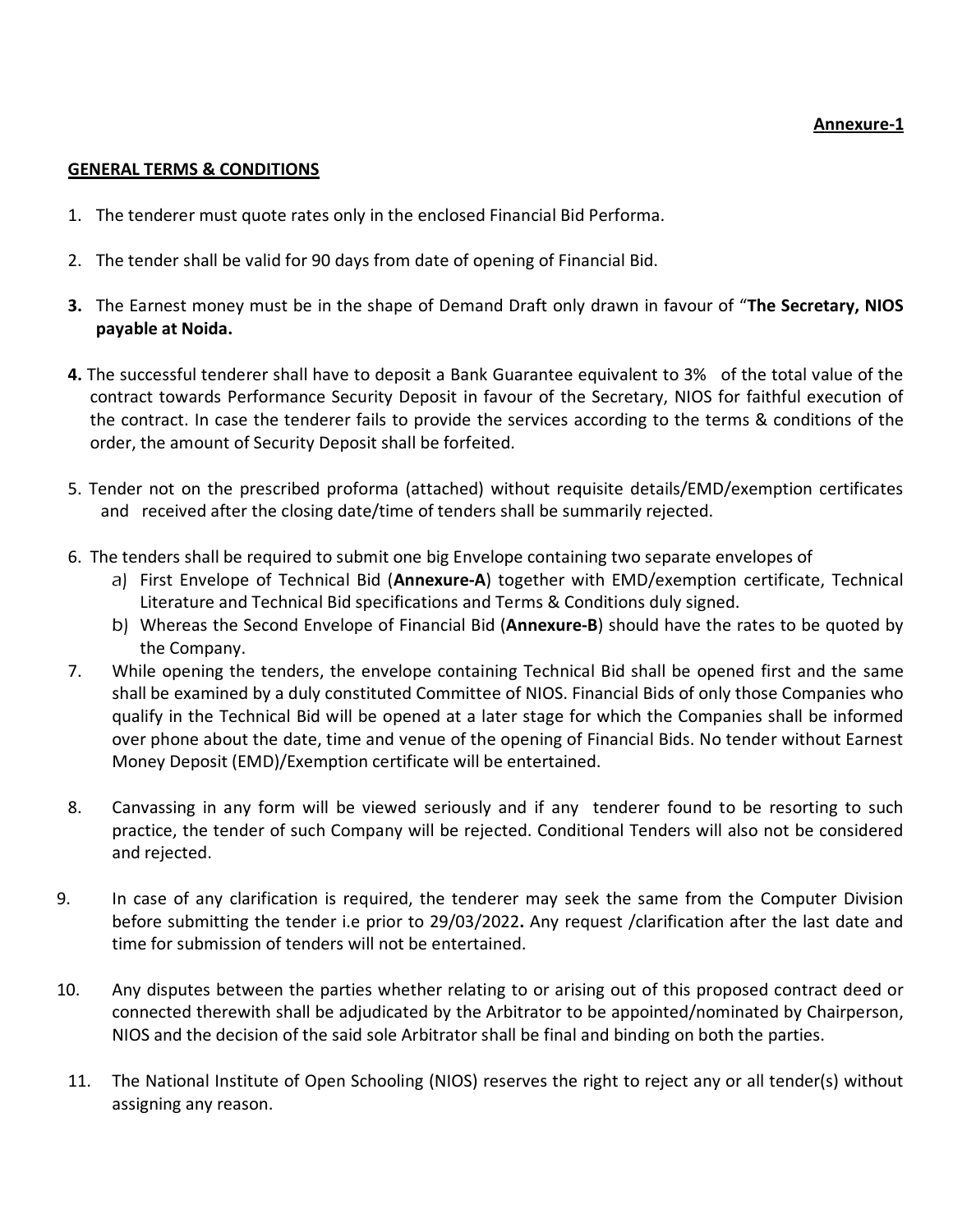**Annexure-1**

**GENERAL TERMS & CONDITIONS**

1. The tenderer must quote rates only in the enclosed Financial Bid Performa.

2. The tender shall be valid for 90 days from date of opening of Financial Bid.

3. The Earnest money must be in the shape of Demand Draft only drawn in favour of "**The Secretary, NIOS payable at Noida.**

4. The successful tenderer shall have to deposit a Bank Guarantee equivalent to 3% of the total value of the contract towards Performance Security Deposit in favour of the Secretary, NIOS for faithful execution of the contract. In case the tenderer fails to provide the services according to the terms & conditions of the order, the amount of Security Deposit shall be forfeited.

5. Tender not on the prescribed proforma (attached) without requisite details/EMD/exemption certificates and received after the closing date/time of tenders shall be summarily rejected.

6. The tenders shall be required to submit one big Envelope containing two separate envelopes of
   a) First Envelope of Technical Bid (**Annexure-A**) together with EMD/exemption certificate, Technical Literature and Technical Bid specifications and Terms & Conditions duly signed.
   b) Whereas the Second Envelope of Financial Bid (**Annexure-B**) should have the rates to be quoted by the Company.

7. While opening the tenders, the envelope containing Technical Bid shall be opened first and the same shall be examined by a duly constituted Committee of NIOS. Financial Bids of only those Companies who qualify in the Technical Bid will be opened at a later stage for which the Companies shall be informed over phone about the date, time and venue of the opening of Financial Bids. No tender without Earnest Money Deposit (EMD)/Exemption certificate will be entertained.

8. Canvassing in any form will be viewed seriously and if any tenderer found to be resorting to such practice, the tender of such Company will be rejected. Conditional Tenders will also not be considered and rejected.

9. In case of any clarification is required, the tenderer may seek the same from the Computer Division before submitting the tender i.e prior to 29/03/2022**.** Any request /clarification after the last date and time for submission of tenders will not be entertained.

10. Any disputes between the parties whether relating to or arising out of this proposed contract deed or connected therewith shall be adjudicated by the Arbitrator to be appointed/nominated by Chairperson, NIOS and the decision of the said sole Arbitrator shall be final and binding on both the parties.

11. The National Institute of Open Schooling (NIOS) reserves the right to reject any or all tender(s) without assigning any reason.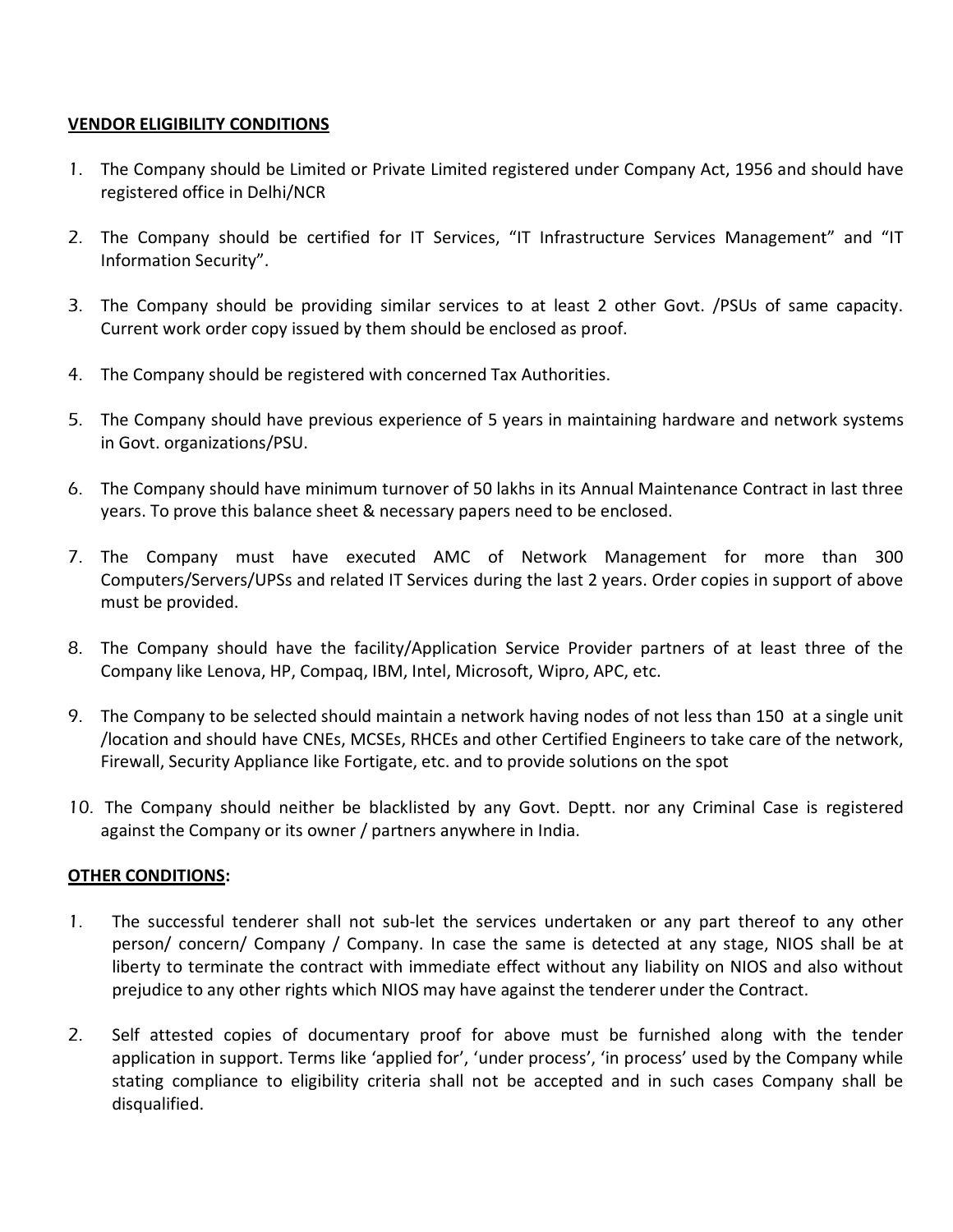**VENDOR ELIGIBILITY CONDITIONS**

1. The Company should be Limited or Private Limited registered under Company Act, 1956 and should have registered office in Delhi/NCR

2. The Company should be certified for IT Services, "IT Infrastructure Services Management" and "IT Information Security".

3. The Company should be providing similar services to at least 2 other Govt. /PSUs of same capacity. Current work order copy issued by them should be enclosed as proof.

4. The Company should be registered with concerned Tax Authorities.

5. The Company should have previous experience of 5 years in maintaining hardware and network systems in Govt. organizations/PSU.

6. The Company should have minimum turnover of 50 lakhs in its Annual Maintenance Contract in last three years. To prove this balance sheet & necessary papers need to be enclosed.

7. The Company must have executed AMC of Network Management for more than 300 Computers/Servers/UPSs and related IT Services during the last 2 years. Order copies in support of above must be provided.

8. The Company should have the facility/Application Service Provider partners of at least three of the Company like Lenova, HP, Compaq, IBM, Intel, Microsoft, Wipro, APC, etc.

9. The Company to be selected should maintain a network having nodes of not less than 150 at a single unit /location and should have CNEs, MCSEs, RHCEs and other Certified Engineers to take care of the network, Firewall, Security Appliance like Fortigate, etc. and to provide solutions on the spot

10. The Company should neither be blacklisted by any Govt. Deptt. nor any Criminal Case is registered against the Company or its owner / partners anywhere in India.

**OTHER CONDITIONS:**

1. The successful tenderer shall not sub-let the services undertaken or any part thereof to any other person/ concern/ Company / Company. In case the same is detected at any stage, NIOS shall be at liberty to terminate the contract with immediate effect without any liability on NIOS and also without prejudice to any other rights which NIOS may have against the tenderer under the Contract.

2. Self attested copies of documentary proof for above must be furnished along with the tender application in support. Terms like 'applied for', 'under process', 'in process' used by the Company while stating compliance to eligibility criteria shall not be accepted and in such cases Company shall be disqualified.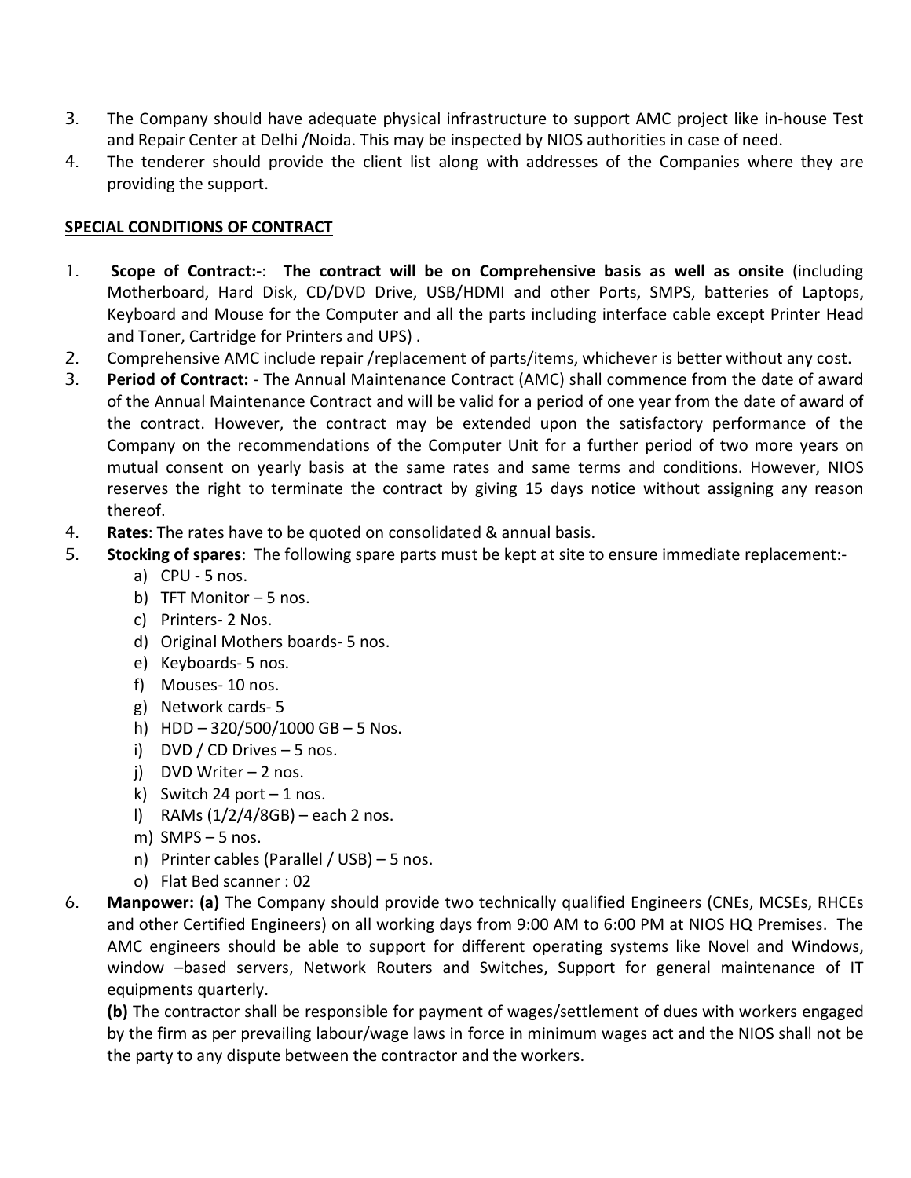3. The Company should have adequate physical infrastructure to support AMC project like in-house Test and Repair Center at Delhi /Noida. This may be inspected by NIOS authorities in case of need.
4. The tenderer should provide the client list along with addresses of the Companies where they are providing the support.

**SPECIAL CONDITIONS OF CONTRACT**

1. **Scope of Contract:-**: **The contract will be on Comprehensive basis as well as onsite** (including Motherboard, Hard Disk, CD/DVD Drive, USB/HDMI and other Ports, SMPS, batteries of Laptops, Keyboard and Mouse for the Computer and all the parts including interface cable except Printer Head and Toner, Cartridge for Printers and UPS) .
2. Comprehensive AMC include repair /replacement of parts/items, whichever is better without any cost.
3. **Period of Contract:** - The Annual Maintenance Contract (AMC) shall commence from the date of award of the Annual Maintenance Contract and will be valid for a period of one year from the date of award of the contract. However, the contract may be extended upon the satisfactory performance of the Company on the recommendations of the Computer Unit for a further period of two more years on mutual consent on yearly basis at the same rates and same terms and conditions. However, NIOS reserves the right to terminate the contract by giving 15 days notice without assigning any reason thereof.
4. **Rates**: The rates have to be quoted on consolidated & annual basis.
5. **Stocking of spares**: The following spare parts must be kept at site to ensure immediate replacement:-
   a) CPU - 5 nos.
   b) TFT Monitor – 5 nos.
   c) Printers- 2 Nos.
   d) Original Mothers boards- 5 nos.
   e) Keyboards- 5 nos.
   f) Mouses- 10 nos.
   g) Network cards- 5
   h) HDD – 320/500/1000 GB – 5 Nos.
   i) DVD / CD Drives – 5 nos.
   j) DVD Writer – 2 nos.
   k) Switch 24 port – 1 nos.
   l) RAMs (1/2/4/8GB) – each 2 nos.
   m) SMPS – 5 nos.
   n) Printer cables (Parallel / USB) – 5 nos.
   o) Flat Bed scanner : 02
6. **Manpower: (a)** The Company should provide two technically qualified Engineers (CNEs, MCSEs, RHCEs and other Certified Engineers) on all working days from 9:00 AM to 6:00 PM at NIOS HQ Premises. The AMC engineers should be able to support for different operating systems like Novel and Windows, window –based servers, Network Routers and Switches, Support for general maintenance of IT equipments quarterly.

   **(b)** The contractor shall be responsible for payment of wages/settlement of dues with workers engaged by the firm as per prevailing labour/wage laws in force in minimum wages act and the NIOS shall not be the party to any dispute between the contractor and the workers.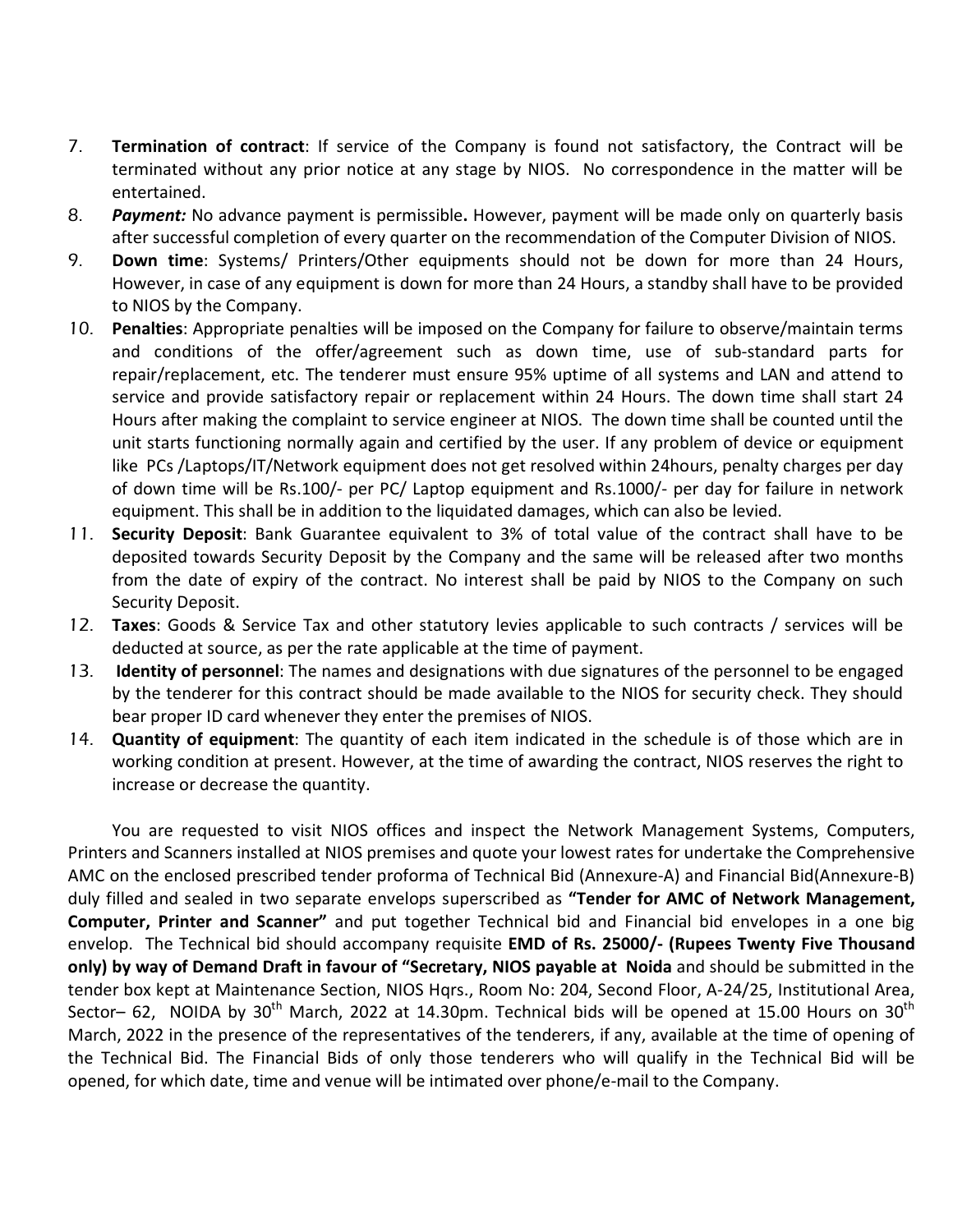7. **Termination of contract**: If service of the Company is found not satisfactory, the Contract will be terminated without any prior notice at any stage by NIOS. No correspondence in the matter will be entertained.
8. ***Payment:*** No advance payment is permissible**.** However, payment will be made only on quarterly basis after successful completion of every quarter on the recommendation of the Computer Division of NIOS.
9. **Down time**: Systems/ Printers/Other equipments should not be down for more than 24 Hours, However, in case of any equipment is down for more than 24 Hours, a standby shall have to be provided to NIOS by the Company.
10. **Penalties**: Appropriate penalties will be imposed on the Company for failure to observe/maintain terms and conditions of the offer/agreement such as down time, use of sub-standard parts for repair/replacement, etc. The tenderer must ensure 95% uptime of all systems and LAN and attend to service and provide satisfactory repair or replacement within 24 Hours. The down time shall start 24 Hours after making the complaint to service engineer at NIOS. The down time shall be counted until the unit starts functioning normally again and certified by the user. If any problem of device or equipment like PCs /Laptops/IT/Network equipment does not get resolved within 24hours, penalty charges per day of down time will be Rs.100/- per PC/ Laptop equipment and Rs.1000/- per day for failure in network equipment. This shall be in addition to the liquidated damages, which can also be levied.
11. **Security Deposit**: Bank Guarantee equivalent to 3% of total value of the contract shall have to be deposited towards Security Deposit by the Company and the same will be released after two months from the date of expiry of the contract. No interest shall be paid by NIOS to the Company on such Security Deposit.
12. **Taxes**: Goods & Service Tax and other statutory levies applicable to such contracts / services will be deducted at source, as per the rate applicable at the time of payment.
13. **Identity of personnel**: The names and designations with due signatures of the personnel to be engaged by the tenderer for this contract should be made available to the NIOS for security check. They should bear proper ID card whenever they enter the premises of NIOS.
14. **Quantity of equipment**: The quantity of each item indicated in the schedule is of those which are in working condition at present. However, at the time of awarding the contract, NIOS reserves the right to increase or decrease the quantity.

You are requested to visit NIOS offices and inspect the Network Management Systems, Computers, Printers and Scanners installed at NIOS premises and quote your lowest rates for undertake the Comprehensive AMC on the enclosed prescribed tender proforma of Technical Bid (Annexure-A) and Financial Bid(Annexure-B) duly filled and sealed in two separate envelops superscribed as **"Tender for AMC of Network Management, Computer, Printer and Scanner"** and put together Technical bid and Financial bid envelopes in a one big envelop. The Technical bid should accompany requisite **EMD of Rs. 25000/- (Rupees Twenty Five Thousand only) by way of Demand Draft in favour of "Secretary, NIOS payable at Noida** and should be submitted in the tender box kept at Maintenance Section, NIOS Hqrs., Room No: 204, Second Floor, A-24/25, Institutional Area, Sector– 62, NOIDA by 30th March, 2022 at 14.30pm. Technical bids will be opened at 15.00 Hours on 30th March, 2022 in the presence of the representatives of the tenderers, if any, available at the time of opening of the Technical Bid. The Financial Bids of only those tenderers who will qualify in the Technical Bid will be opened, for which date, time and venue will be intimated over phone/e-mail to the Company.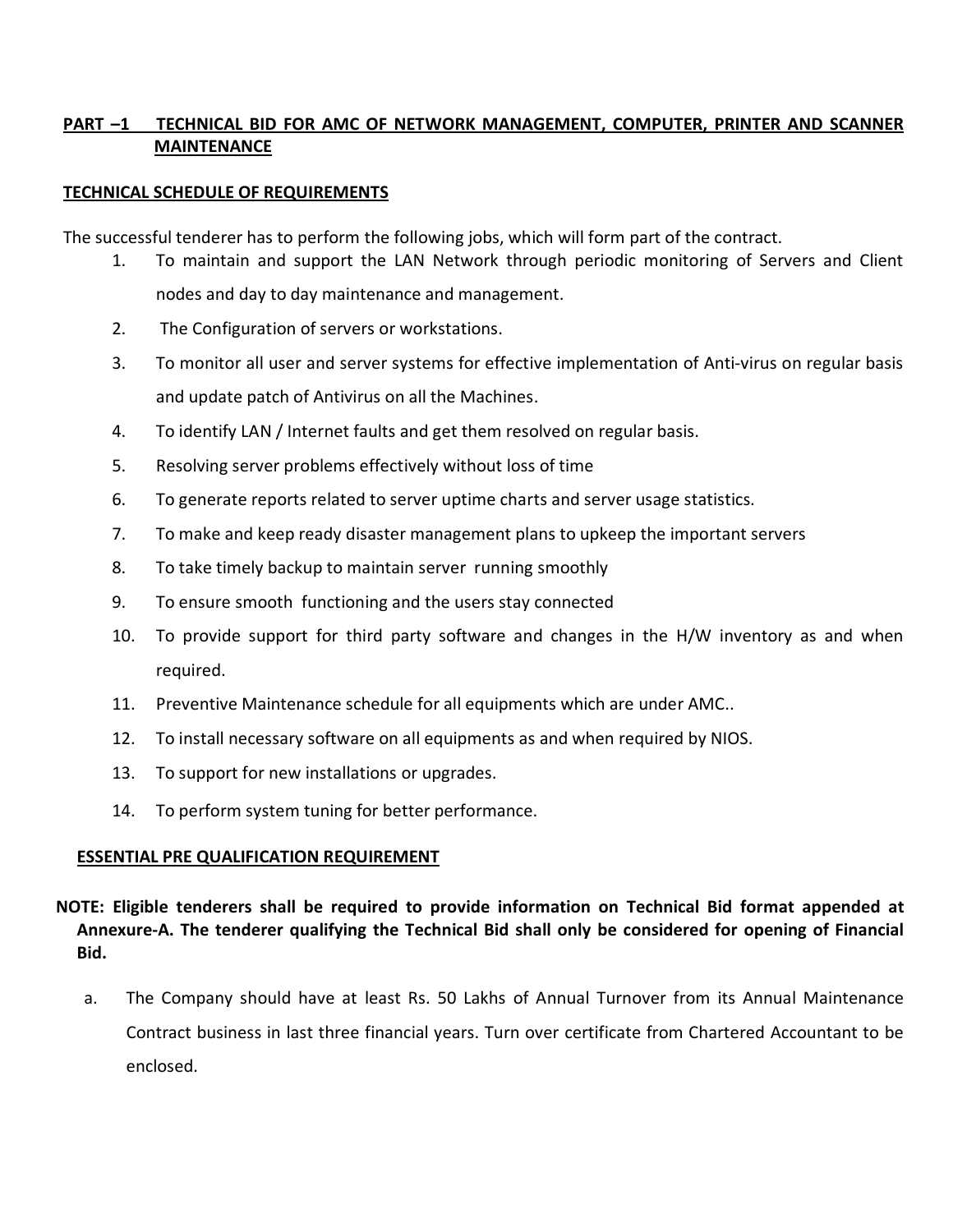## PART –1 TECHNICAL BID FOR AMC OF NETWORK MANAGEMENT, COMPUTER, PRINTER AND SCANNER MAINTENANCE

### TECHNICAL SCHEDULE OF REQUIREMENTS

The successful tenderer has to perform the following jobs, which will form part of the contract.

1. To maintain and support the LAN Network through periodic monitoring of Servers and Client nodes and day to day maintenance and management.
2. The Configuration of servers or workstations.
3. To monitor all user and server systems for effective implementation of Anti-virus on regular basis and update patch of Antivirus on all the Machines.
4. To identify LAN / Internet faults and get them resolved on regular basis.
5. Resolving server problems effectively without loss of time
6. To generate reports related to server uptime charts and server usage statistics.
7. To make and keep ready disaster management plans to upkeep the important servers
8. To take timely backup to maintain server running smoothly
9. To ensure smooth functioning and the users stay connected
10. To provide support for third party software and changes in the H/W inventory as and when required.
11. Preventive Maintenance schedule for all equipments which are under AMC..
12. To install necessary software on all equipments as and when required by NIOS.
13. To support for new installations or upgrades.
14. To perform system tuning for better performance.

### ESSENTIAL PRE QUALIFICATION REQUIREMENT

**NOTE: Eligible tenderers shall be required to provide information on Technical Bid format appended at Annexure-A. The tenderer qualifying the Technical Bid shall only be considered for opening of Financial Bid.**

a. The Company should have at least Rs. 50 Lakhs of Annual Turnover from its Annual Maintenance Contract business in last three financial years. Turn over certificate from Chartered Accountant to be enclosed.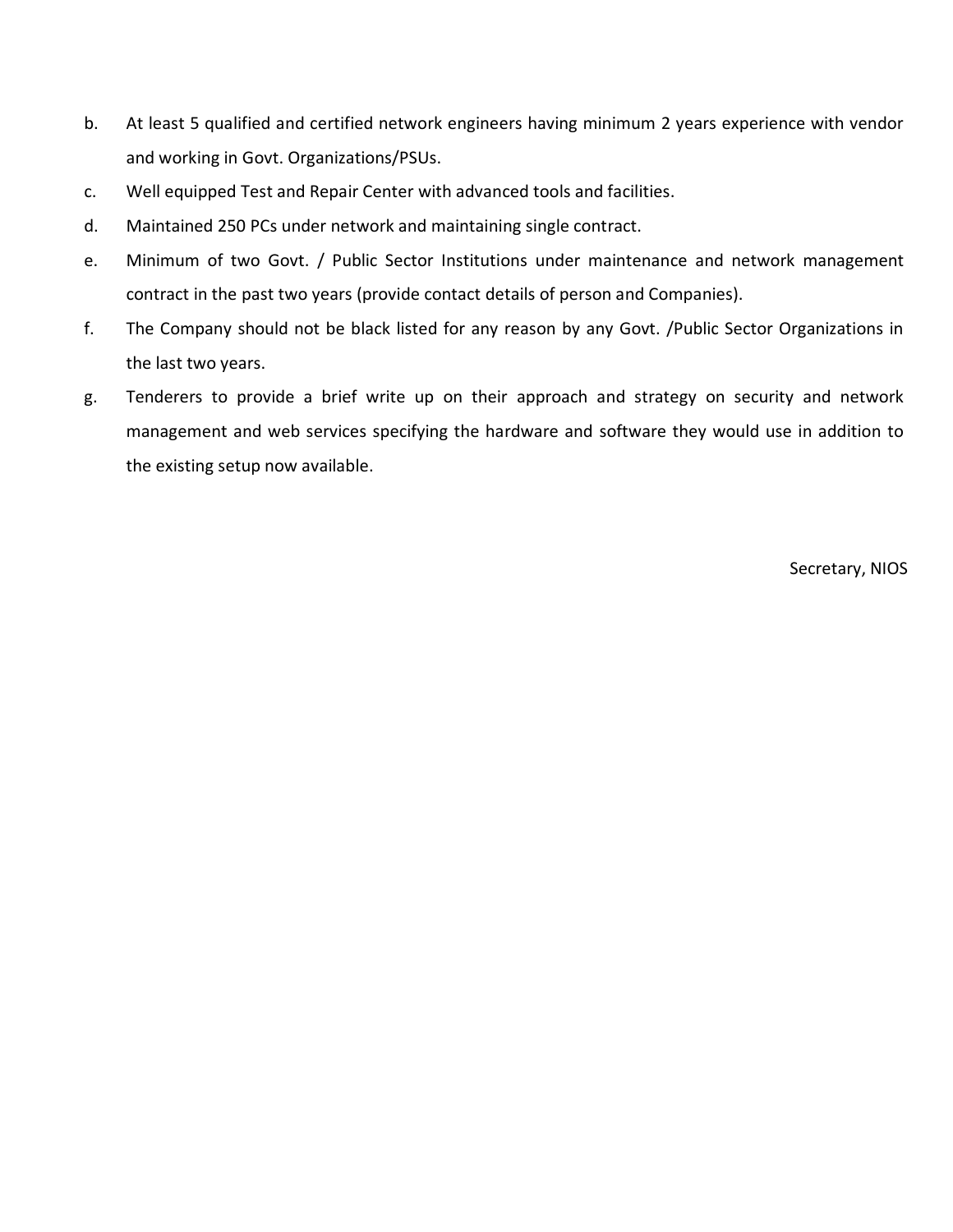b. At least 5 qualified and certified network engineers having minimum 2 years experience with vendor and working in Govt. Organizations/PSUs.

c. Well equipped Test and Repair Center with advanced tools and facilities.

d. Maintained 250 PCs under network and maintaining single contract.

e. Minimum of two Govt. / Public Sector Institutions under maintenance and network management contract in the past two years (provide contact details of person and Companies).

f. The Company should not be black listed for any reason by any Govt. /Public Sector Organizations in the last two years.

g. Tenderers to provide a brief write up on their approach and strategy on security and network management and web services specifying the hardware and software they would use in addition to the existing setup now available.

Secretary, NIOS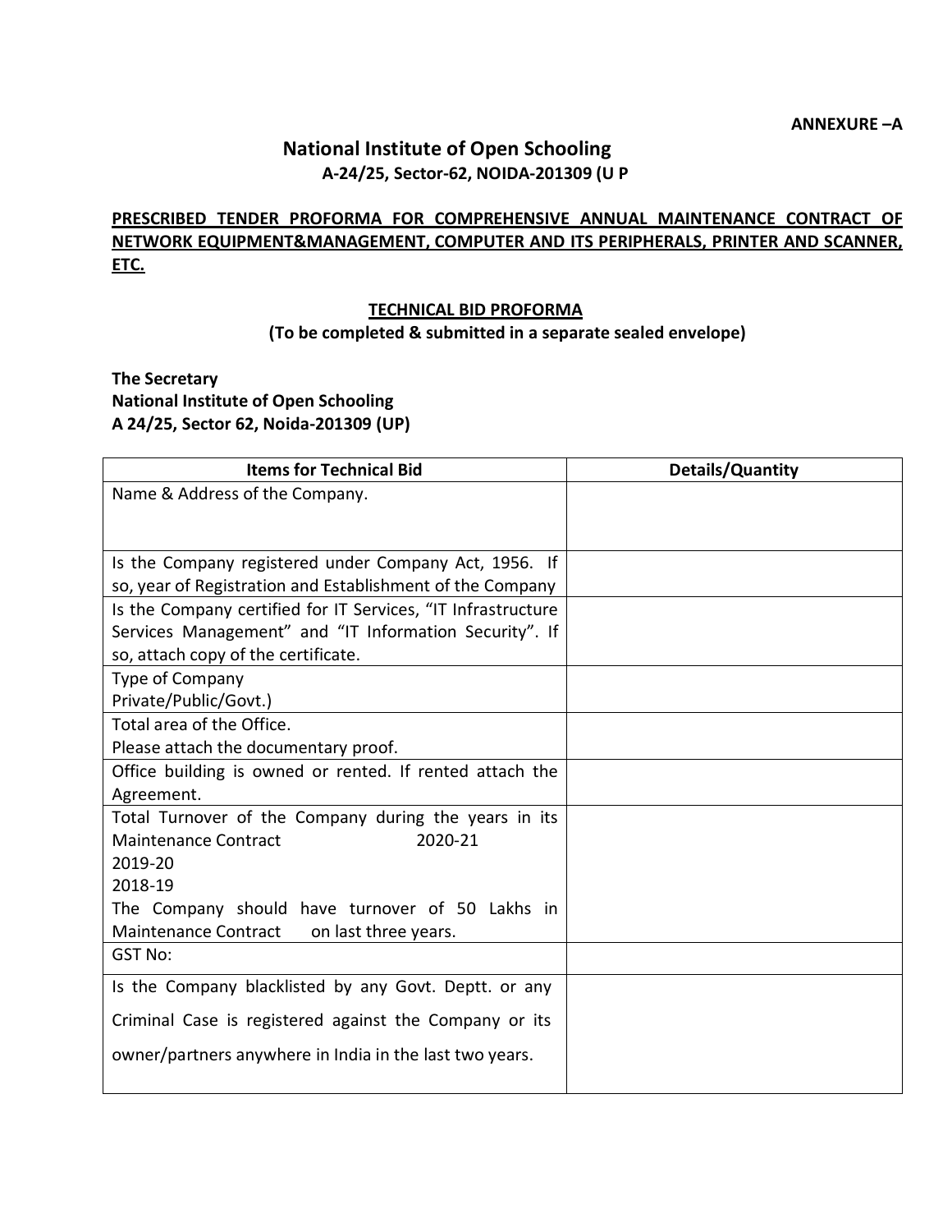**ANNEXURE –A**

## National Institute of Open Schooling
**A-24/25, Sector-62, NOIDA-201309 (U P**

**PRESCRIBED TENDER PROFORMA FOR COMPREHENSIVE ANNUAL MAINTENANCE CONTRACT OF NETWORK EQUIPMENT&MANAGEMENT, COMPUTER AND ITS PERIPHERALS, PRINTER AND SCANNER, ETC.**

**TECHNICAL BID PROFORMA**
**(To be completed & submitted in a separate sealed envelope)**

**The Secretary**
**National Institute of Open Schooling**
**A 24/25, Sector 62, Noida-201309 (UP)**

| Items for Technical Bid | Details/Quantity |
|---|---|
| Name & Address of the Company. | |
| Is the Company registered under Company Act, 1956. If so, year of Registration and Establishment of the Company | |
| Is the Company certified for IT Services, "IT Infrastructure Services Management" and "IT Information Security". If so, attach copy of the certificate. | |
| Type of Company Private/Public/Govt.) | |
| Total area of the Office. Please attach the documentary proof. | |
| Office building is owned or rented. If rented attach the Agreement. | |
| Total Turnover of the Company during the years in its Maintenance Contract 2020-21 2019-20 2018-19 The Company should have turnover of 50 Lakhs in Maintenance Contract on last three years. | |
| GST No: | |
| Is the Company blacklisted by any Govt. Deptt. or any Criminal Case is registered against the Company or its owner/partners anywhere in India in the last two years. | |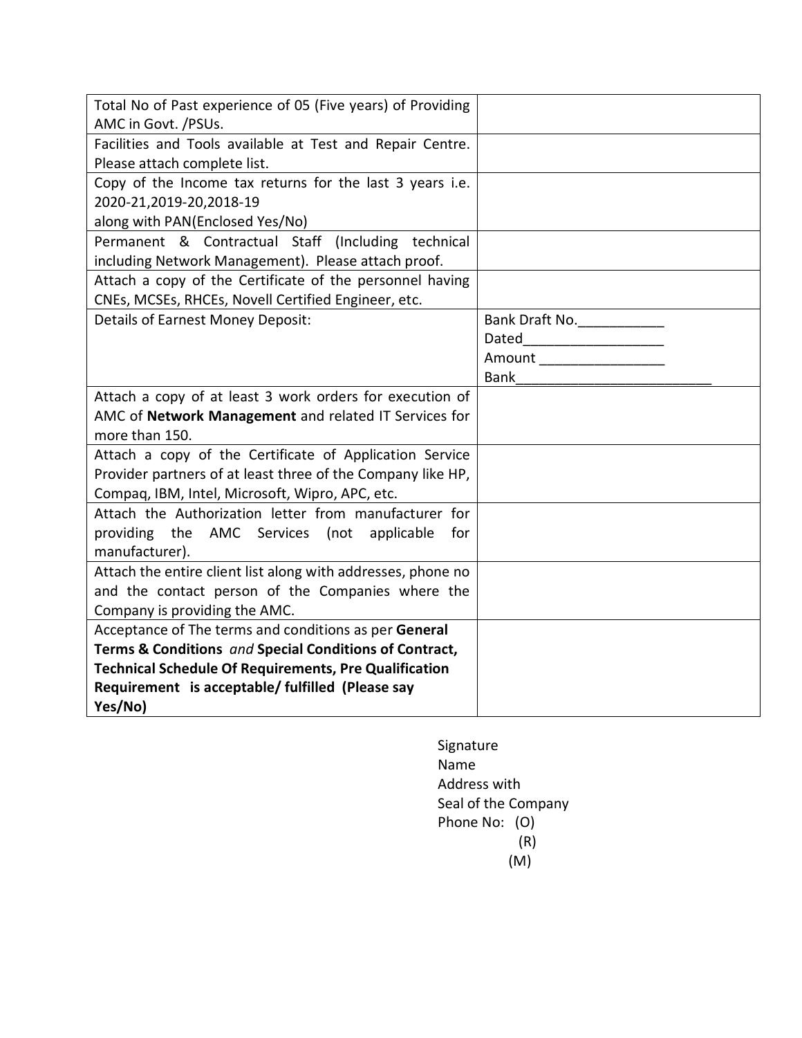| | |
|---|---|
| Total No of Past experience of 05 (Five years) of Providing AMC in Govt. /PSUs. | |
| Facilities and Tools available at Test and Repair Centre. Please attach complete list. | |
| Copy of the Income tax returns for the last 3 years i.e. 2020-21,2019-20,2018-19<br>along with PAN(Enclosed Yes/No) | |
| Permanent & Contractual Staff (Including technical including Network Management). Please attach proof. | |
| Attach a copy of the Certificate of the personnel having CNEs, MCSEs, RHCEs, Novell Certified Engineer, etc. | |
| Details of Earnest Money Deposit: | Bank Draft No.___________<br>Dated__________________<br>Amount ________________<br>Bank_________________________ |
| Attach a copy of at least 3 work orders for execution of AMC of **Network Management** and related IT Services for more than 150. | |
| Attach a copy of the Certificate of Application Service Provider partners of at least three of the Company like HP, Compaq, IBM, Intel, Microsoft, Wipro, APC, etc. | |
| Attach the Authorization letter from manufacturer for providing the AMC Services (not applicable for manufacturer). | |
| Attach the entire client list along with addresses, phone no and the contact person of the Companies where the Company is providing the AMC. | |
| Acceptance of The terms and conditions as per **General Terms & Conditions** *and* **Special Conditions of Contract, Technical Schedule Of Requirements, Pre Qualification Requirement is acceptable/ fulfilled (Please say Yes/No)** | |

Signature
Name
Address with
Seal of the Company
Phone No: (O)
(R)
(M)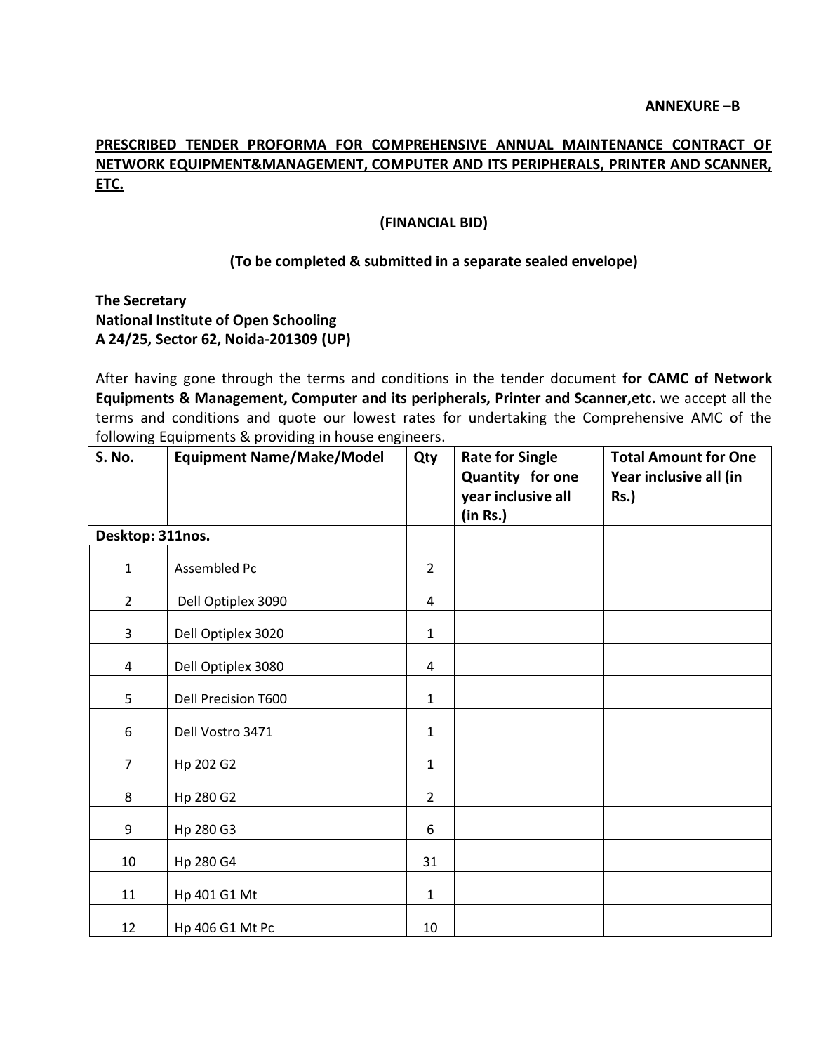**ANNEXURE –B**

**PRESCRIBED TENDER PROFORMA FOR COMPREHENSIVE ANNUAL MAINTENANCE CONTRACT OF NETWORK EQUIPMENT&MANAGEMENT, COMPUTER AND ITS PERIPHERALS, PRINTER AND SCANNER, ETC.**

**(FINANCIAL BID)**

**(To be completed & submitted in a separate sealed envelope)**

**The Secretary**
**National Institute of Open Schooling**
**A 24/25, Sector 62, Noida-201309 (UP)**

After having gone through the terms and conditions in the tender document **for CAMC of Network Equipments & Management, Computer and its peripherals, Printer and Scanner,etc.** we accept all the terms and conditions and quote our lowest rates for undertaking the Comprehensive AMC of the following Equipments & providing in house engineers.

| S. No. | Equipment Name/Make/Model | Qty | Rate for Single Quantity for one year inclusive all (in Rs.) | Total Amount for One Year inclusive all (in Rs.) |
|---|---|---|---|---|
| **Desktop: 311nos.** | | | | |
| 1 | Assembled Pc | 2 | | |
| 2 | Dell Optiplex 3090 | 4 | | |
| 3 | Dell Optiplex 3020 | 1 | | |
| 4 | Dell Optiplex 3080 | 4 | | |
| 5 | Dell Precision T600 | 1 | | |
| 6 | Dell Vostro 3471 | 1 | | |
| 7 | Hp 202 G2 | 1 | | |
| 8 | Hp 280 G2 | 2 | | |
| 9 | Hp 280 G3 | 6 | | |
| 10 | Hp 280 G4 | 31 | | |
| 11 | Hp 401 G1 Mt | 1 | | |
| 12 | Hp 406 G1 Mt Pc | 10 | | |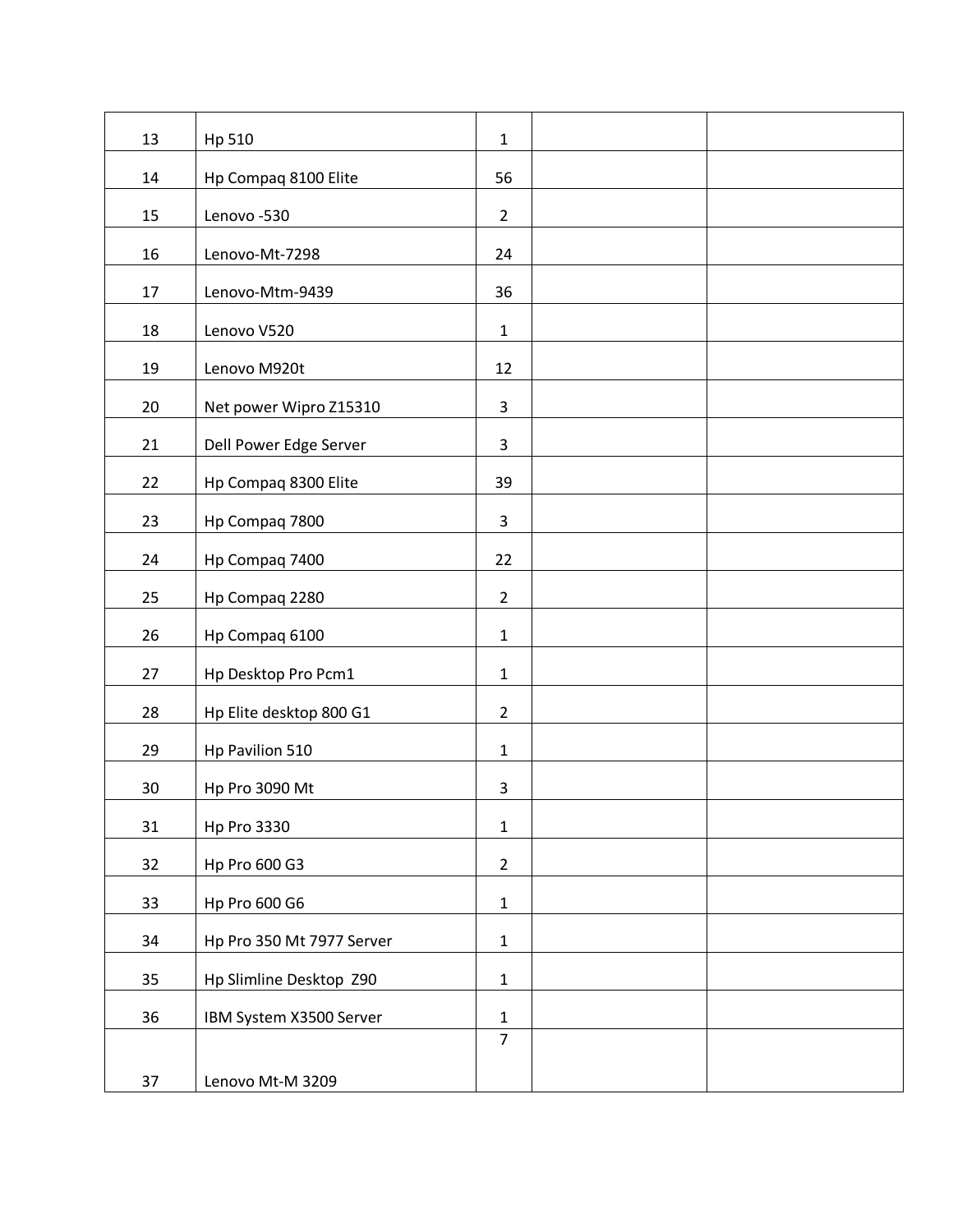| | | | | |
|---|---|---|---|---|
| 13 | Hp 510 | 1 | | |
| 14 | Hp Compaq 8100 Elite | 56 | | |
| 15 | Lenovo -530 | 2 | | |
| 16 | Lenovo-Mt-7298 | 24 | | |
| 17 | Lenovo-Mtm-9439 | 36 | | |
| 18 | Lenovo V520 | 1 | | |
| 19 | Lenovo M920t | 12 | | |
| 20 | Net power Wipro Z15310 | 3 | | |
| 21 | Dell Power Edge Server | 3 | | |
| 22 | Hp Compaq 8300 Elite | 39 | | |
| 23 | Hp Compaq 7800 | 3 | | |
| 24 | Hp Compaq 7400 | 22 | | |
| 25 | Hp Compaq 2280 | 2 | | |
| 26 | Hp Compaq 6100 | 1 | | |
| 27 | Hp Desktop Pro Pcm1 | 1 | | |
| 28 | Hp Elite desktop 800 G1 | 2 | | |
| 29 | Hp Pavilion 510 | 1 | | |
| 30 | Hp Pro 3090 Mt | 3 | | |
| 31 | Hp Pro 3330 | 1 | | |
| 32 | Hp Pro 600 G3 | 2 | | |
| 33 | Hp Pro 600 G6 | 1 | | |
| 34 | Hp Pro 350 Mt 7977 Server | 1 | | |
| 35 | Hp Slimline Desktop Z90 | 1 | | |
| 36 | IBM System X3500 Server | 1 | | |
| 37 | Lenovo Mt-M 3209 | 7 | | |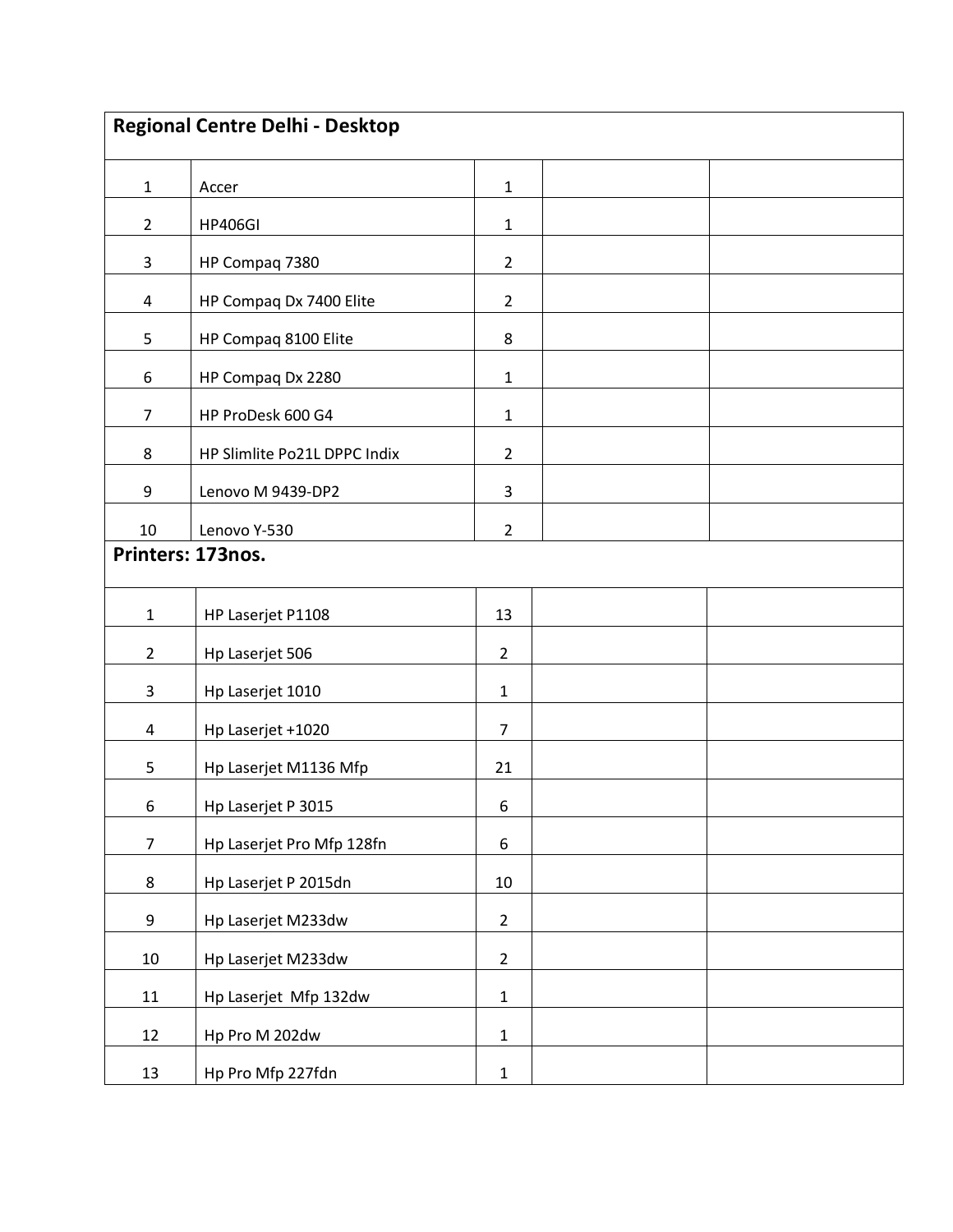| Regional Centre Delhi - Desktop | | | | |
|---|---|---|---|---|
| 1 | Accer | 1 | | |
| 2 | HP406GI | 1 | | |
| 3 | HP Compaq 7380 | 2 | | |
| 4 | HP Compaq Dx 7400 Elite | 2 | | |
| 5 | HP Compaq 8100 Elite | 8 | | |
| 6 | HP Compaq Dx 2280 | 1 | | |
| 7 | HP ProDesk 600 G4 | 1 | | |
| 8 | HP Slimlite Po21L DPPC Indix | 2 | | |
| 9 | Lenovo M 9439-DP2 | 3 | | |
| 10 | Lenovo Y-530 | 2 | | |

| Printers: 173nos. | | | | |
|---|---|---|---|---|
| 1 | HP Laserjet P1108 | 13 | | |
| 2 | Hp Laserjet 506 | 2 | | |
| 3 | Hp Laserjet 1010 | 1 | | |
| 4 | Hp Laserjet +1020 | 7 | | |
| 5 | Hp Laserjet M1136 Mfp | 21 | | |
| 6 | Hp Laserjet P 3015 | 6 | | |
| 7 | Hp Laserjet Pro Mfp 128fn | 6 | | |
| 8 | Hp Laserjet P 2015dn | 10 | | |
| 9 | Hp Laserjet M233dw | 2 | | |
| 10 | Hp Laserjet M233dw | 2 | | |
| 11 | Hp Laserjet Mfp 132dw | 1 | | |
| 12 | Hp Pro M 202dw | 1 | | |
| 13 | Hp Pro Mfp 227fdn | 1 | | |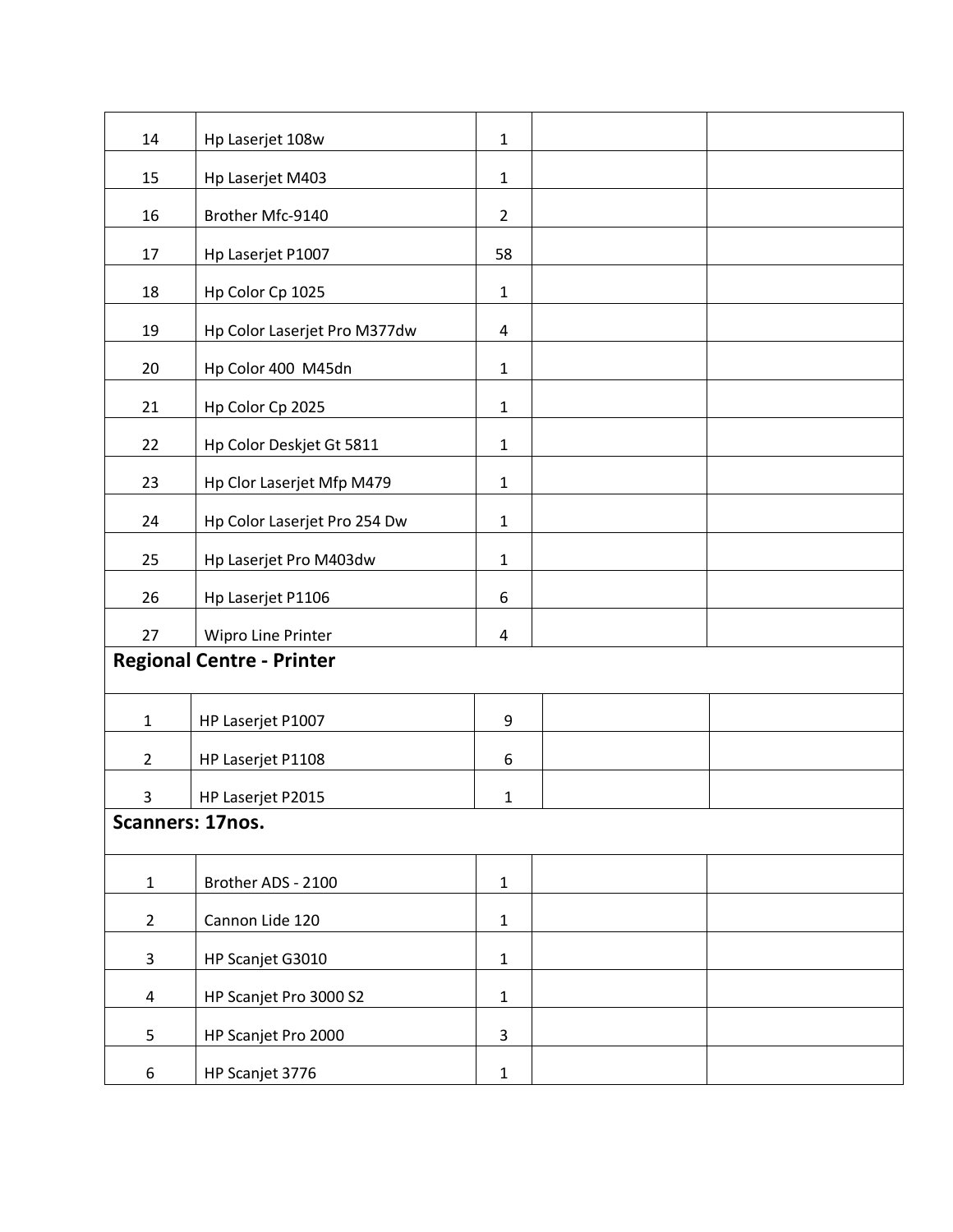| | | | | |
|---|---|---|---|---|
| 14 | Hp Laserjet 108w | 1 | | |
| 15 | Hp Laserjet M403 | 1 | | |
| 16 | Brother Mfc-9140 | 2 | | |
| 17 | Hp Laserjet P1007 | 58 | | |
| 18 | Hp Color Cp 1025 | 1 | | |
| 19 | Hp Color Laserjet Pro M377dw | 4 | | |
| 20 | Hp Color 400  M45dn | 1 | | |
| 21 | Hp Color Cp 2025 | 1 | | |
| 22 | Hp Color Deskjet Gt 5811 | 1 | | |
| 23 | Hp Clor Laserjet Mfp M479 | 1 | | |
| 24 | Hp Color Laserjet Pro 254 Dw | 1 | | |
| 25 | Hp Laserjet Pro M403dw | 1 | | |
| 26 | Hp Laserjet P1106 | 6 | | |
| 27 | Wipro Line Printer | 4 | | |

**Regional Centre - Printer**

| | | | | |
|---|---|---|---|---|
| 1 | HP Laserjet P1007 | 9 | | |
| 2 | HP Laserjet P1108 | 6 | | |
| 3 | HP Laserjet P2015 | 1 | | |

**Scanners: 17nos.**

| | | | | |
|---|---|---|---|---|
| 1 | Brother ADS - 2100 | 1 | | |
| 2 | Cannon Lide 120 | 1 | | |
| 3 | HP Scanjet G3010 | 1 | | |
| 4 | HP Scanjet Pro 3000 S2 | 1 | | |
| 5 | HP Scanjet Pro 2000 | 3 | | |
| 6 | HP Scanjet 3776 | 1 | | |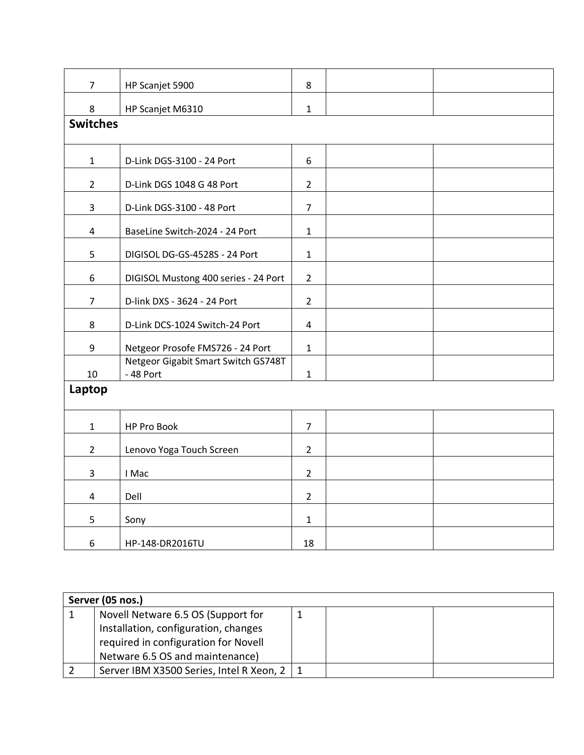| | | | | |
|---|---|---|---|---|
| 7 | HP Scanjet 5900 | 8 | | |
| 8 | HP Scanjet M6310 | 1 | | |
| **Switches** | | | | |
| 1 | D-Link DGS-3100 - 24 Port | 6 | | |
| 2 | D-Link DGS 1048 G 48 Port | 2 | | |
| 3 | D-Link DGS-3100 - 48 Port | 7 | | |
| 4 | BaseLine Switch-2024 - 24 Port | 1 | | |
| 5 | DIGISOL DG-GS-4528S - 24 Port | 1 | | |
| 6 | DIGISOL Mustong 400 series - 24 Port | 2 | | |
| 7 | D-link DXS - 3624 - 24 Port | 2 | | |
| 8 | D-Link DCS-1024 Switch-24 Port | 4 | | |
| 9 | Netgeor Prosofe FMS726 - 24 Port | 1 | | |
| 10 | Netgeor Gigabit Smart Switch GS748T - 48 Port | 1 | | |
| **Laptop** | | | | |
| 1 | HP Pro Book | 7 | | |
| 2 | Lenovo Yoga Touch Screen | 2 | | |
| 3 | I Mac | 2 | | |
| 4 | Dell | 2 | | |
| 5 | Sony | 1 | | |
| 6 | HP-148-DR2016TU | 18 | | |

| **Server (05 nos.)** | | | | |
|---|---|---|---|---|
| 1 | Novell Netware 6.5 OS (Support for Installation, configuration, changes required in configuration for Novell Netware 6.5 OS and maintenance) | 1 | | |
| 2 | Server IBM X3500 Series, Intel R Xeon, 2 | 1 | | |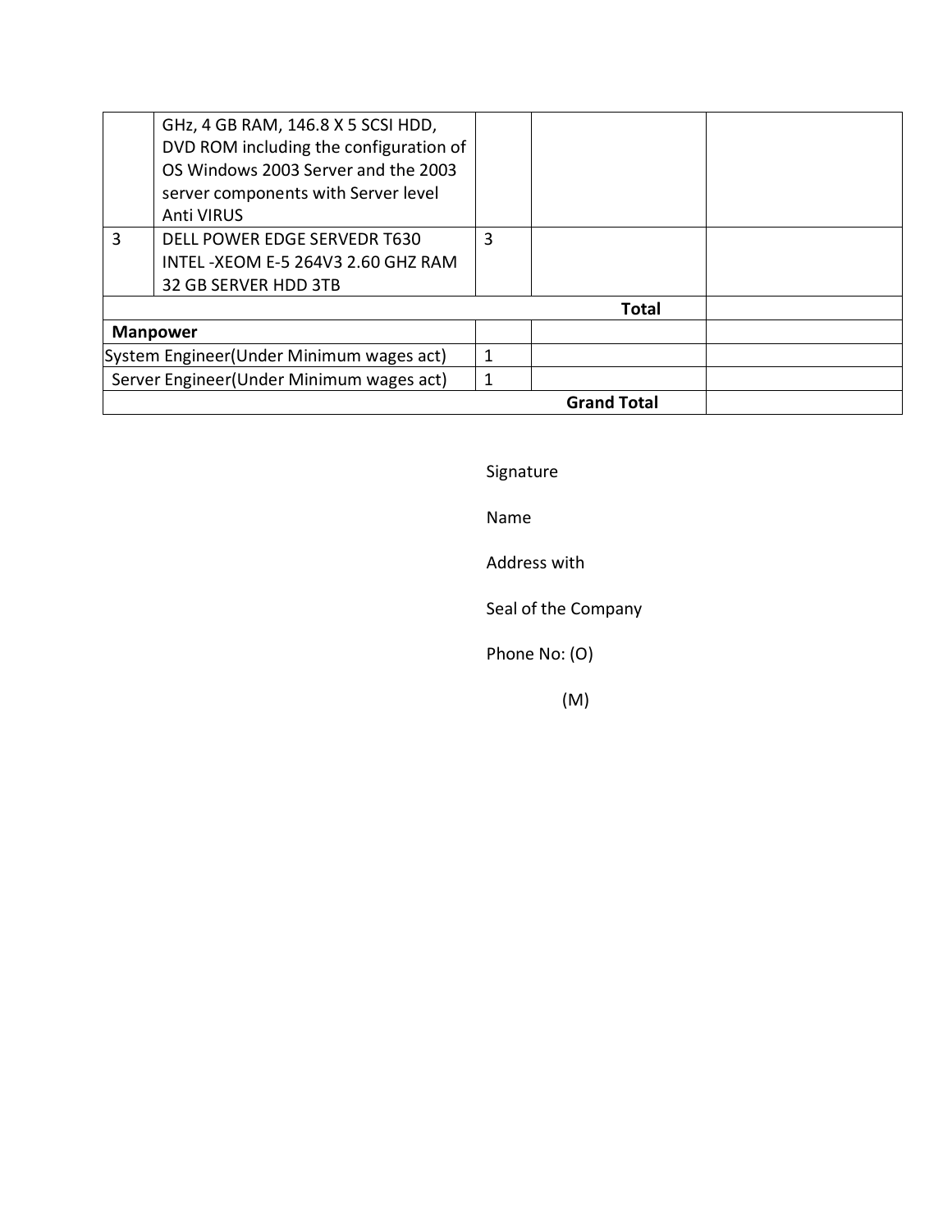| | | | | |
|---|---|---|---|---|
| | GHz, 4 GB RAM, 146.8 X 5 SCSI HDD, DVD ROM including the configuration of OS Windows 2003 Server and the 2003 server components with Server level Anti VIRUS | | | |
| 3 | DELL POWER EDGE SERVEDR T630 INTEL -XEOM E-5 264V3 2.60 GHZ RAM 32 GB SERVER HDD 3TB | 3 | | |
| | | | **Total** | |
| **Manpower** | | | | |
| System Engineer(Under Minimum wages act) | | 1 | | |
| Server Engineer(Under Minimum wages act) | | 1 | | |
| | | | **Grand Total** | |

Signature

Name

Address with

Seal of the Company

Phone No: (O)

(M)